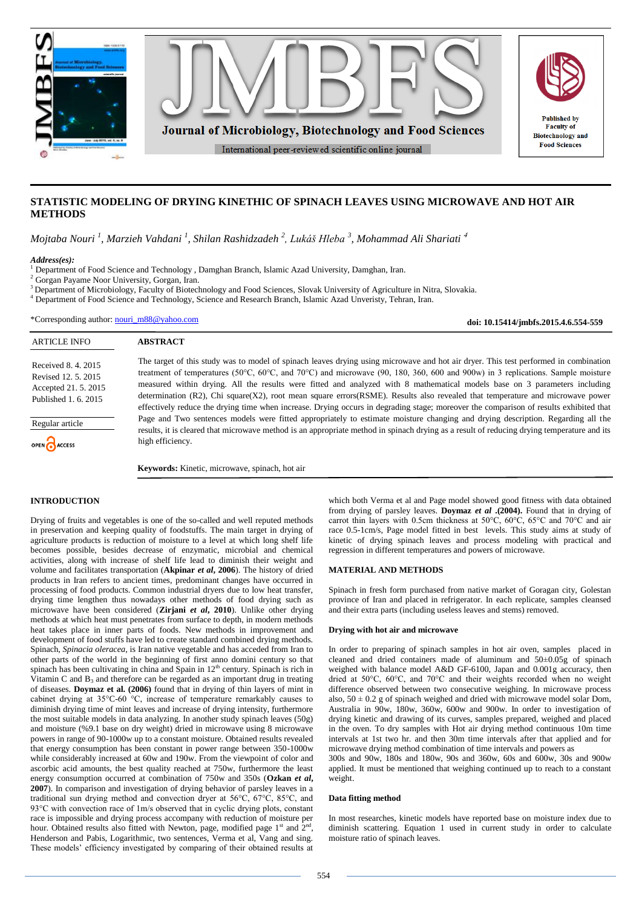# STATISTIC MODELING OF DRYING KINETHIC OF SPINACH LEAVES USING MICROWAVE AND HOT AIR METHODS

*Mojtaba Nouri [1], Marzieh Vahdani [1], Shilan Rashidzadeh [2], Lukáš Hleba [3], Mohammad Ali Shariati [4]*

***Address(es):***
[1] Department of Food Science and Technology , Damghan Branch, Islamic Azad University, Damghan, Iran.
[2] Gorgan Payame Noor University, Gorgan, Iran.
[3] Department of Microbiology, Faculty of Biotechnology and Food Sciences, Slovak University of Agriculture in Nitra, Slovakia.
[4] Department of Food Science and Technology, Science and Research Branch, Islamic Azad Unversity, Tehran, Iran.

*Corresponding author: nouri_m88@yahoo.com

**doi: 10.15414/jmbfs.2015.4.6.554-559**

| ARTICLE INFO |
|---|
| Received 8. 4. 2015 |
| Revised 12. 5. 2015 |
| Accepted 21. 5. 2015 |
| Published 1. 6. 2015 |

Regular article

OPEN ACCESS

## ABSTRACT

The target of this study was to model of spinach leaves drying using microwave and hot air dryer. This test performed in combination treatment of temperatures (50°C, 60°C, and 70°C) and microwave (90, 180, 360, 600 and 900w) in 3 replications. Sample moisture measured within drying. All the results were fitted and analyzed with 8 mathematical models base on 3 parameters including determination (R2), Chi square(X2), root mean square errors(RSME). Results also revealed that temperature and microwave power effectively reduce the drying time when increase. Drying occurs in degrading stage; moreover the comparison of results exhibited that Page and Two sentences models were fitted appropriately to estimate moisture changing and drying description. Regarding all the results, it is cleared that microwave method is an appropriate method in spinach drying as a result of reducing drying temperature and its high efficiency.

**Keywords:** Kinetic, microwave, spinach, hot air

## INTRODUCTION

Drying of fruits and vegetables is one of the so-called and well reputed methods in preservation and keeping quality of foodstuffs. The main target in drying of agriculture products is reduction of moisture to a level at which long shelf life becomes possible, besides decrease of enzymatic, microbial and chemical activities, along with increase of shelf life lead to diminish their weight and volume and facilitates transportation (**Akpinar *et al*, 2006**). The history of dried products in Iran refers to ancient times, predominant changes have occurred in processing of food products. Common industrial dryers due to low heat transfer, drying time lengthen thus nowadays other methods of food drying such as microwave have been considered (**Zirjani *et al*, 2010**). Unlike other drying methods at which heat must penetrates from surface to depth, in modern methods heat takes place in inner parts of foods. New methods in improvement and development of food stuffs have led to create standard combined drying methods. Spinach, *Spinacia oleracea*, is Iran native vegetable and has acceded from Iran to other parts of the world in the beginning of first anno domini century so that spinach has been cultivating in china and Spain in $12^{th}$ century. Spinach is rich in Vitamin C and $B_3$ and therefore can be regarded as an important drug in treating of diseases. **Doymaz et al. (2006)** found that in drying of thin layers of mint in cabinet drying at 35°C-60 °C, increase of temperature remarkably causes to diminish drying time of mint leaves and increase of drying intensity, furthermore the most suitable models in data analyzing. In another study spinach leaves (50g) and moisture (%9.1 base on dry weight) dried in microwave using 8 microwave powers in range of 90-1000w up to a constant moisture. Obtained results revealed that energy consumption has been constant in power range between 350-1000w while considerably increased at 60w and 190w. From the viewpoint of color and ascorbic acid amounts, the best quality reached at 750w, furthermore the least energy consumption occurred at combination of 750w and 350s (**Ozkan *et al*, 2007**). In comparison and investigation of drying behavior of parsley leaves in a traditional sun drying method and convection dryer at 56°C, 67°C, 85°C, and 93°C with convection race of 1m/s observed that in cyclic drying plots, constant race is impossible and drying process accompany with reduction of moisture per hour. Obtained results also fitted with Newton, page, modified page $1^{st}$ and $2^{nd}$, Henderson and Pabis, Logarithmic, two sentences, Verma et al, Vang and sing. These models' efficiency investigated by comparing of their obtained results at which both Verma et al and Page model showed good fitness with data obtained from drying of parsley leaves. **Doymaz *et al* .(2004).** Found that in drying of carrot thin layers with 0.5cm thickness at 50°C, 60°C, 65°C and 70°C and air race 0.5-1cm/s, Page model fitted in best levels. This study aims at study of kinetic of drying spinach leaves and process modeling with practical and regression in different temperatures and powers of microwave.

## MATERIAL AND METHODS

Spinach in fresh form purchased from native market of Goragan city, Golestan province of Iran and placed in refrigerator. In each replicate, samples cleansed and their extra parts (including useless leaves and stems) removed.

### Drying with hot air and microwave

In order to preparing of spinach samples in hot air oven, samples placed in cleaned and dried containers made of aluminum and 50±0.05g of spinach weighed with balance model A&D GF-6100, Japan and 0.001g accuracy, then dried at 50°C, 60°C, and 70°C and their weights recorded when no weight difference observed between two consecutive weighing. In microwave process also, 50 ± 0.2 g of spinach weighed and dried with microwave model solar Dom, Australia in 90w, 180w, 360w, 600w and 900w. In order to investigation of drying kinetic and drawing of its curves, samples prepared, weighed and placed in the oven. To dry samples with Hot air drying method continuous 10m time intervals at 1st two hr. and then 30m time intervals after that applied and for microwave drying method combination of time intervals and powers as
300s and 90w, 180s and 180w, 90s and 360w, 60s and 600w, 30s and 900w applied. It must be mentioned that weighing continued up to reach to a constant weight.

### Data fitting method

In most researches, kinetic models have reported base on moisture index due to diminish scattering. Equation 1 used in current study in order to calculate moisture ratio of spinach leaves.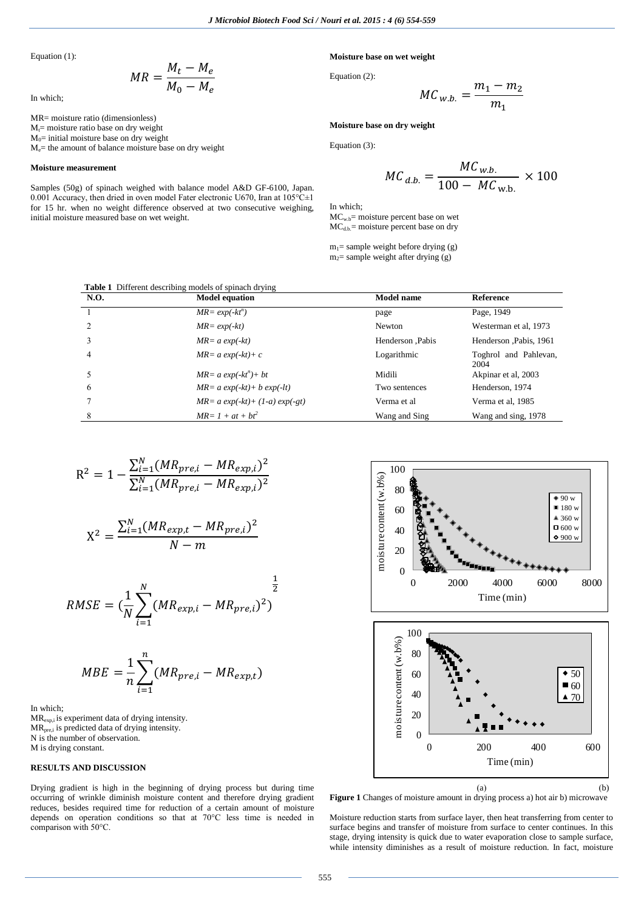Equation (1):

$$MR = \frac{M_t - M_e}{M_0 - M_e}$$

In which;

MR= moisture ratio (dimensionless)
$M_t$= moisture ratio base on dry weight
$M_0$= initial moisture base on dry weight
$M_e$= the amount of balance moisture base on dry weight

#### Moisture measurement

Samples (50g) of spinach weighed with balance model A&D GF-6100, Japan. 0.001 Accuracy, then dried in oven model Fater electronic U670, Iran at 105°C±1 for 15 hr. when no weight difference observed at two consecutive weighing, initial moisture measured base on wet weight.

#### Moisture base on wet weight

Equation (2):

$$MC_{w.b.} = \frac{m_1 - m_2}{m_1}$$

#### Moisture base on dry weight

Equation (3):

$$MC_{d.b.} = \frac{MC_{w.b.}}{100 - MC_{w.b.}} \times 100$$

In which;
$MC_{w.b}$= moisture percent base on wet
$MC_{d.b.}$= moisture percent base on dry

$m_1$= sample weight before drying (g)
$m_2$= sample weight after drying (g)

**Table 1** Different describing models of spinach drying

| N.O. | Model equation | Model name | Reference |
|---|---|---|---|
| 1 | $MR= exp(-kt^n)$ | page | Page, 1949 |
| 2 | $MR= exp(-kt)$ | Newton | Westerman et al, 1973 |
| 3 | $MR= a\ exp(-kt)$ | Henderson ,Pabis | Henderson ,Pabis, 1961 |
| 4 | $MR= a\ exp(-kt)+ c$ | Logarithmic | Toghrol and Pahlevan, 2004 |
| 5 | $MR= a\ exp(-kt^n)+ bt$ | Midili | Akpinar et al, 2003 |
| 6 | $MR= a\ exp(-kt)+ b\ exp(-lt)$ | Two sentences | Henderson, 1974 |
| 7 | $MR= a\ exp(-kt)+ (1-a)\ exp(-gt)$ | Verma et al | Verma et al, 1985 |
| 8 | $MR= 1 + at + bt^2$ | Wang and Sing | Wang and sing, 1978 |

$$R^2 = 1 - \frac{\sum_{i=1}^{N}(MR_{pre,i} - MR_{exp,i})^2}{\sum_{i=1}^{N}(MR_{pre,i} - MR_{exp,i})^2}$$

$$X^2 = \frac{\sum_{i=1}^{N}(MR_{exp,t} - MR_{pre,i})^2}{N - m}$$

$$RMSE = \left(\frac{1}{N}\sum_{i=1}^{N}(MR_{exp,i} - MR_{pre,i})^2\right)^{\frac{1}{2}}$$

$$MBE = \frac{1}{n}\sum_{i=1}^{n}(MR_{pre,i} - MR_{exp,t})$$

In which;
$MR_{exp,i}$ is experiment data of drying intensity.
$MR_{pre,i}$ is predicted data of drying intensity.
N is the number of observation.
M is drying constant.

## RESULTS AND DISCUSSION

Drying gradient is high in the beginning of drying process but during time occurring of wrinkle diminish moisture content and therefore drying gradient reduces, besides required time for reduction of a certain amount of moisture depends on operation conditions so that at 70°C less time is needed in comparison with 50°C.

(a) (b)

**Figure 1** Changes of moisture amount in drying process a) hot air b) microwave

Moisture reduction starts from surface layer, then heat transferring from center to surface begins and transfer of moisture from surface to center continues. In this stage, drying intensity is quick due to water evaporation close to sample surface, while intensity diminishes as a result of moisture reduction. In fact, moisture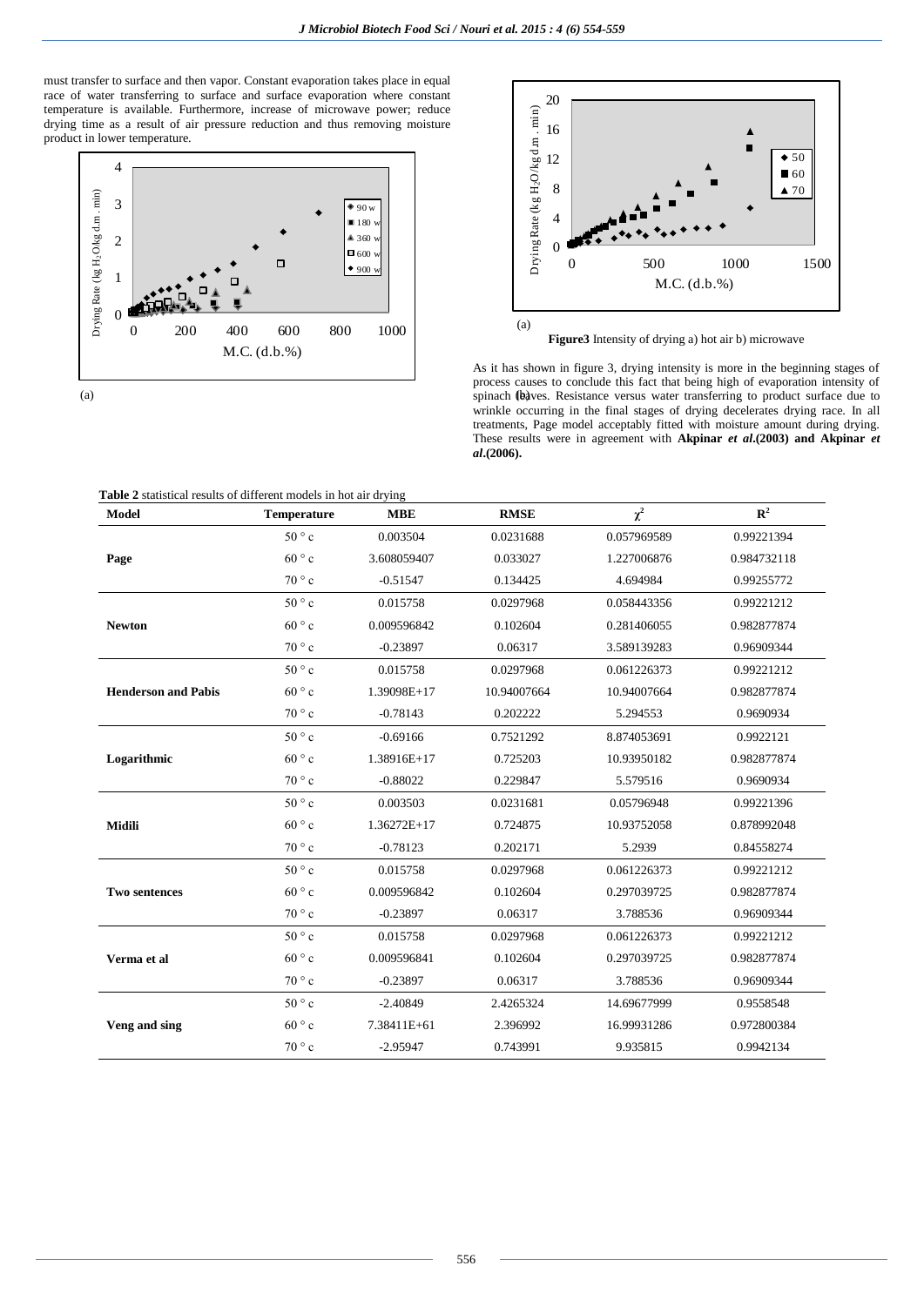must transfer to surface and then vapor. Constant evaporation takes place in equal race of water transferring to surface and surface evaporation where constant temperature is available. Furthermore, increase of microwave power; reduce drying time as a result of air pressure reduction and thus removing moisture product in lower temperature.

(a)

(a)

**Figure3** Intensity of drying a) hot air b) microwave

As it has shown in figure 3, drying intensity is more in the beginning stages of process causes to conclude this fact that being high of evaporation intensity of spinach leaves. Resistance versus water transferring to product surface due to wrinkle occurring in the final stages of drying decelerates drying race. In all treatments, Page model acceptably fitted with moisture amount during drying. These results were in agreement with **Akpinar *et al*.(2003) and Akpinar *et al*.(2006).**

**Table 2** statistical results of different models in hot air drying

| Model | Temperature | MBE | RMSE | $\chi^2$ | $R^2$ |
|---|---|---|---|---|---|
| **Page** | 50 ° c | 0.003504 | 0.0231688 | 0.057969589 | 0.99221394 |
| | 60 ° c | 3.608059407 | 0.033027 | 1.227006876 | 0.984732118 |
| | 70 ° c | -0.51547 | 0.134425 | 4.694984 | 0.99255772 |
| **Newton** | 50 ° c | 0.015758 | 0.0297968 | 0.058443356 | 0.99221212 |
| | 60 ° c | 0.009596842 | 0.102604 | 0.281406055 | 0.982877874 |
| | 70 ° c | -0.23897 | 0.06317 | 3.589139283 | 0.96909344 |
| **Henderson and Pabis** | 50 ° c | 0.015758 | 0.0297968 | 0.061226373 | 0.99221212 |
| | 60 ° c | 1.39098E+17 | 10.94007664 | 10.94007664 | 0.982877874 |
| | 70 ° c | -0.78143 | 0.202222 | 5.294553 | 0.9690934 |
| **Logarithmic** | 50 ° c | -0.69166 | 0.7521292 | 8.874053691 | 0.9922121 |
| | 60 ° c | 1.38916E+17 | 0.725203 | 10.93950182 | 0.982877874 |
| | 70 ° c | -0.88022 | 0.229847 | 5.579516 | 0.9690934 |
| **Midili** | 50 ° c | 0.003503 | 0.0231681 | 0.05796948 | 0.99221396 |
| | 60 ° c | 1.36272E+17 | 0.724875 | 10.93752058 | 0.878992048 |
| | 70 ° c | -0.78123 | 0.202171 | 5.2939 | 0.84558274 |
| **Two sentences** | 50 ° c | 0.015758 | 0.0297968 | 0.061226373 | 0.99221212 |
| | 60 ° c | 0.009596842 | 0.102604 | 0.297039725 | 0.982877874 |
| | 70 ° c | -0.23897 | 0.06317 | 3.788536 | 0.96909344 |
| **Verma et al** | 50 ° c | 0.015758 | 0.0297968 | 0.061226373 | 0.99221212 |
| | 60 ° c | 0.009596841 | 0.102604 | 0.297039725 | 0.982877874 |
| | 70 ° c | -0.23897 | 0.06317 | 3.788536 | 0.96909344 |
| **Veng and sing** | 50 ° c | -2.40849 | 2.4265324 | 14.69677999 | 0.9558548 |
| | 60 ° c | 7.38411E+61 | 2.396992 | 16.99931286 | 0.972800384 |
| | 70 ° c | -2.95947 | 0.743991 | 9.935815 | 0.9942134 |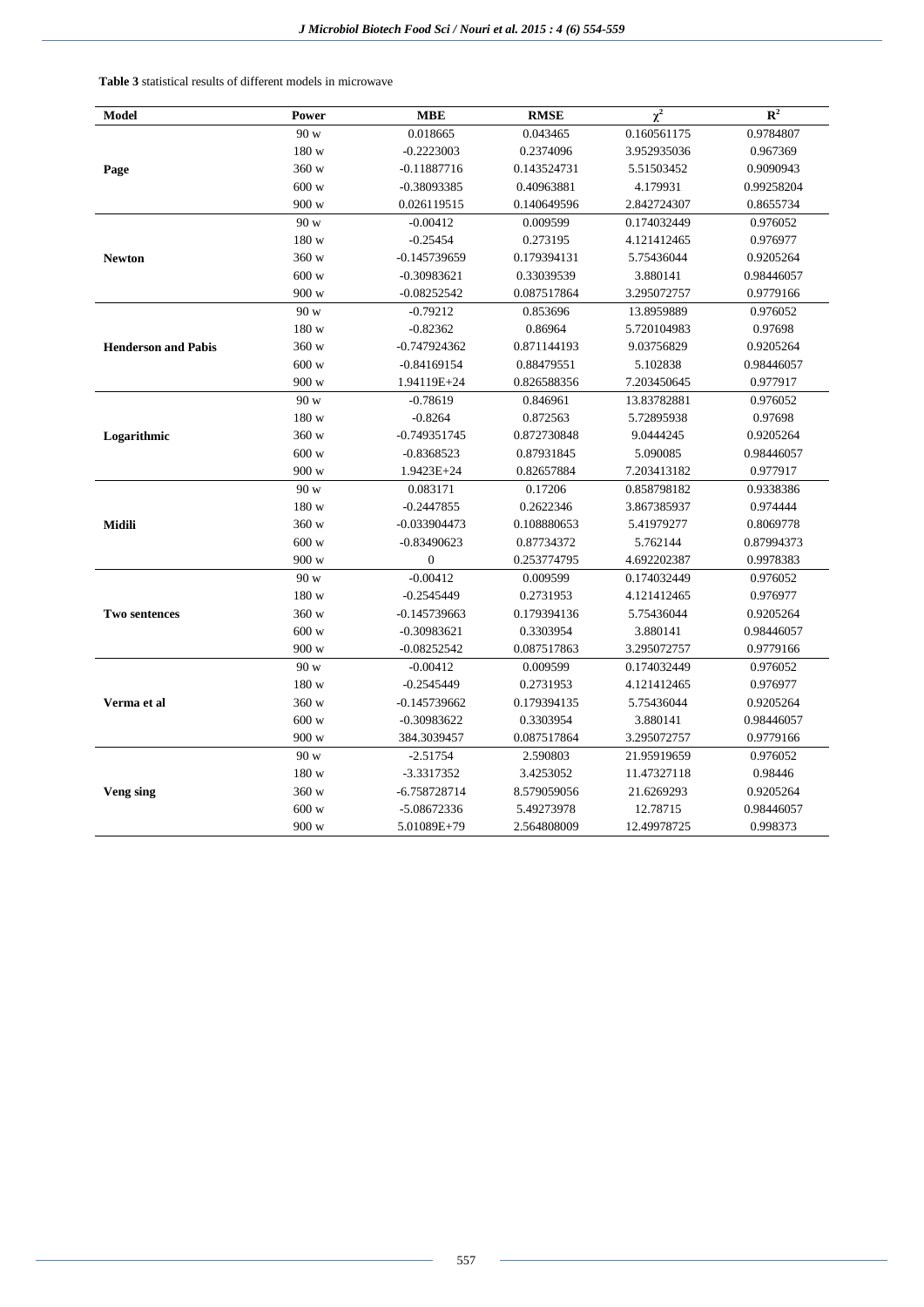**Table 3** statistical results of different models in microwave

| Model | Power | MBE | RMSE | $\chi^2$ | $R^2$ |
|---|---|---|---|---|---|
| Page | 90 w | 0.018665 | 0.043465 | 0.160561175 | 0.9784807 |
| | 180 w | -0.2223003 | 0.2374096 | 3.952935036 | 0.967369 |
| | 360 w | -0.11887716 | 0.143524731 | 5.51503452 | 0.9090943 |
| | 600 w | -0.38093385 | 0.40963881 | 4.179931 | 0.99258204 |
| | 900 w | 0.026119515 | 0.140649596 | 2.842724307 | 0.8655734 |
| Newton | 90 w | -0.00412 | 0.009599 | 0.174032449 | 0.976052 |
| | 180 w | -0.25454 | 0.273195 | 4.121412465 | 0.976977 |
| | 360 w | -0.145739659 | 0.179394131 | 5.75436044 | 0.9205264 |
| | 600 w | -0.30983621 | 0.33039539 | 3.880141 | 0.98446057 |
| | 900 w | -0.08252542 | 0.087517864 | 3.295072757 | 0.9779166 |
| Henderson and Pabis | 90 w | -0.79212 | 0.853696 | 13.8959889 | 0.976052 |
| | 180 w | -0.82362 | 0.86964 | 5.720104983 | 0.97698 |
| | 360 w | -0.747924362 | 0.871144193 | 9.03756829 | 0.9205264 |
| | 600 w | -0.84169154 | 0.88479551 | 5.102838 | 0.98446057 |
| | 900 w | 1.94119E+24 | 0.826588356 | 7.203450645 | 0.977917 |
| Logarithmic | 90 w | -0.78619 | 0.846961 | 13.83782881 | 0.976052 |
| | 180 w | -0.8264 | 0.872563 | 5.72895938 | 0.97698 |
| | 360 w | -0.749351745 | 0.872730848 | 9.0444245 | 0.9205264 |
| | 600 w | -0.8368523 | 0.87931845 | 5.090085 | 0.98446057 |
| | 900 w | 1.9423E+24 | 0.82657884 | 7.203413182 | 0.977917 |
| Midili | 90 w | 0.083171 | 0.17206 | 0.858798182 | 0.9338386 |
| | 180 w | -0.2447855 | 0.2622346 | 3.867385937 | 0.974444 |
| | 360 w | -0.033904473 | 0.108880653 | 5.41979277 | 0.8069778 |
| | 600 w | -0.83490623 | 0.87734372 | 5.762144 | 0.87994373 |
| | 900 w | 0 | 0.253774795 | 4.692202387 | 0.9978383 |
| Two sentences | 90 w | -0.00412 | 0.009599 | 0.174032449 | 0.976052 |
| | 180 w | -0.2545449 | 0.2731953 | 4.121412465 | 0.976977 |
| | 360 w | -0.145739663 | 0.179394136 | 5.75436044 | 0.9205264 |
| | 600 w | -0.30983621 | 0.3303954 | 3.880141 | 0.98446057 |
| | 900 w | -0.08252542 | 0.087517863 | 3.295072757 | 0.9779166 |
| Verma et al | 90 w | -0.00412 | 0.009599 | 0.174032449 | 0.976052 |
| | 180 w | -0.2545449 | 0.2731953 | 4.121412465 | 0.976977 |
| | 360 w | -0.145739662 | 0.179394135 | 5.75436044 | 0.9205264 |
| | 600 w | -0.30983622 | 0.3303954 | 3.880141 | 0.98446057 |
| | 900 w | 384.3039457 | 0.087517864 | 3.295072757 | 0.9779166 |
| Veng sing | 90 w | -2.51754 | 2.590803 | 21.95919659 | 0.976052 |
| | 180 w | -3.3317352 | 3.4253052 | 11.47327118 | 0.98446 |
| | 360 w | -6.758728714 | 8.579059056 | 21.6269293 | 0.9205264 |
| | 600 w | -5.08672336 | 5.49273978 | 12.78715 | 0.98446057 |
| | 900 w | 5.01089E+79 | 2.564808009 | 12.49978725 | 0.998373 |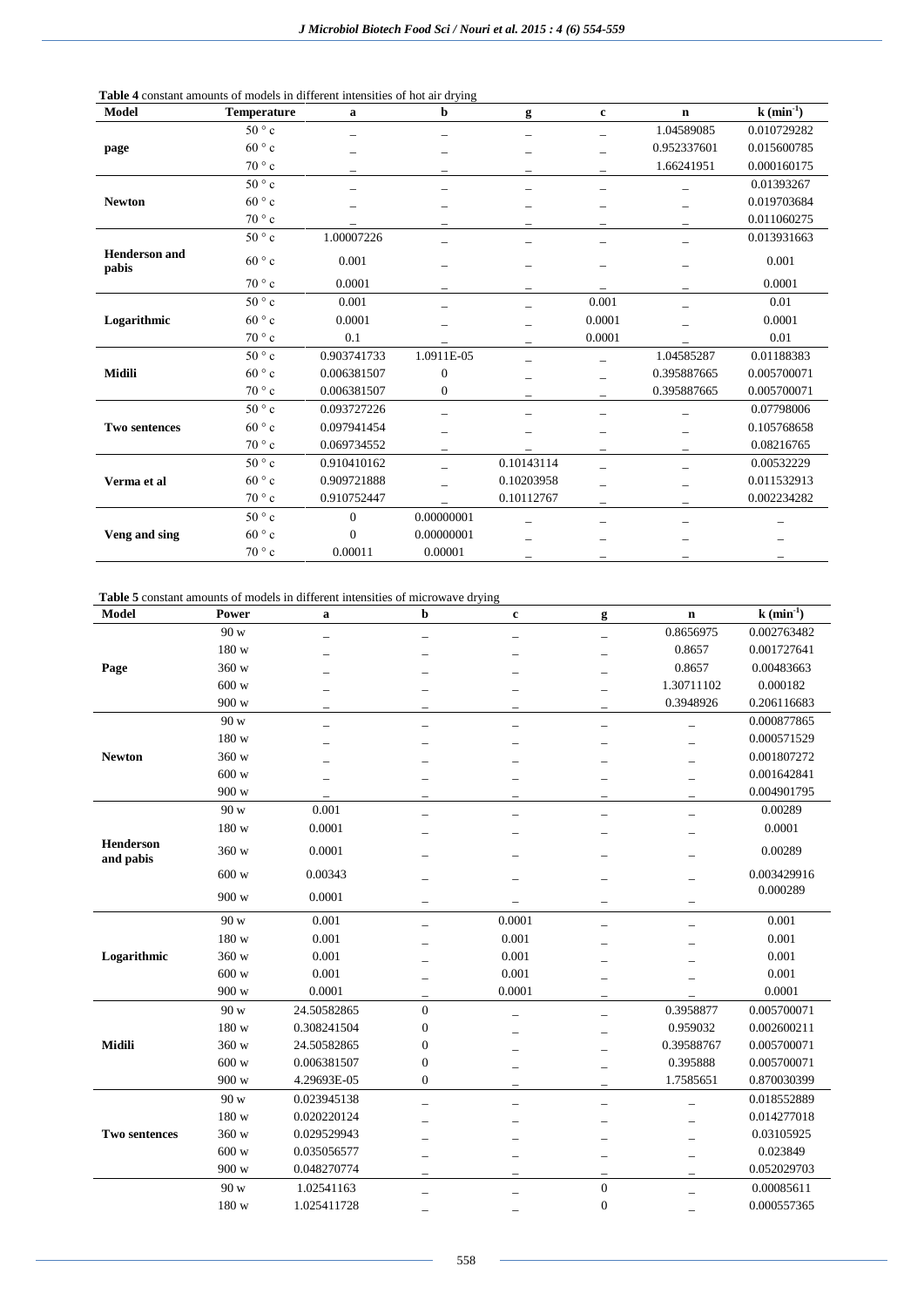**Table 4** constant amounts of models in different intensities of hot air drying

| Model | Temperature | a | b | g | c | n | k ($min^{-1}$) |
|---|---|---|---|---|---|---|---|
| page | 50 ° c | _ | _ | _ | _ | 1.04589085 | 0.010729282 |
| | 60 ° c | _ | _ | _ | _ | 0.952337601 | 0.015600785 |
| | 70 ° c | _ | _ | _ | _ | 1.66241951 | 0.000160175 |
| Newton | 50 ° c | _ | _ | _ | _ | _ | 0.01393267 |
| | 60 ° c | _ | _ | _ | _ | _ | 0.019703684 |
| | 70 ° c | _ | _ | _ | _ | _ | 0.011060275 |
| Henderson and pabis | 50 ° c | 1.00007226 | _ | _ | _ | _ | 0.013931663 |
| | 60 ° c | 0.001 | _ | _ | _ | _ | 0.001 |
| | 70 ° c | 0.0001 | _ | _ | _ | _ | 0.0001 |
| Logarithmic | 50 ° c | 0.001 | _ | _ | 0.001 | _ | 0.01 |
| | 60 ° c | 0.0001 | _ | _ | 0.0001 | _ | 0.0001 |
| | 70 ° c | 0.1 | _ | _ | 0.0001 | _ | 0.01 |
| Midili | 50 ° c | 0.903741733 | 1.0911E-05 | _ | _ | 1.04585287 | 0.01188383 |
| | 60 ° c | 0.006381507 | 0 | _ | _ | 0.395887665 | 0.005700071 |
| | 70 ° c | 0.006381507 | 0 | _ | _ | 0.395887665 | 0.005700071 |
| Two sentences | 50 ° c | 0.093727226 | _ | _ | _ | _ | 0.07798006 |
| | 60 ° c | 0.097941454 | _ | _ | _ | _ | 0.105768658 |
| | 70 ° c | 0.069734552 | _ | _ | _ | _ | 0.08216765 |
| Verma et al | 50 ° c | 0.910410162 | _ | 0.10143114 | _ | _ | 0.00532229 |
| | 60 ° c | 0.909721888 | _ | 0.10203958 | _ | _ | 0.011532913 |
| | 70 ° c | 0.910752447 | _ | 0.10112767 | _ | _ | 0.002234282 |
| Veng and sing | 50 ° c | 0 | 0.00000001 | _ | _ | _ | _ |
| | 60 ° c | 0 | 0.00000001 | _ | _ | _ | _ |
| | 70 ° c | 0.00011 | 0.00001 | _ | _ | _ | _ |

**Table 5** constant amounts of models in different intensities of microwave drying

| Model | Power | a | b | c | g | n | k ($min^{-1}$) |
|---|---|---|---|---|---|---|---|
| Page | 90 w | _ | _ | _ | _ | 0.8656975 | 0.002763482 |
| | 180 w | _ | _ | _ | _ | 0.8657 | 0.001727641 |
| | 360 w | _ | _ | _ | _ | 0.8657 | 0.00483663 |
| | 600 w | _ | _ | _ | _ | 1.30711102 | 0.000182 |
| | 900 w | _ | _ | _ | _ | 0.3948926 | 0.206116683 |
| Newton | 90 w | _ | _ | _ | _ | _ | 0.000877865 |
| | 180 w | _ | _ | _ | _ | _ | 0.000571529 |
| | 360 w | _ | _ | _ | _ | _ | 0.001807272 |
| | 600 w | _ | _ | _ | _ | _ | 0.001642841 |
| | 900 w | _ | _ | _ | _ | _ | 0.004901795 |
| Henderson and pabis | 90 w | 0.001 | _ | _ | _ | _ | 0.00289 |
| | 180 w | 0.0001 | _ | _ | _ | _ | 0.0001 |
| | 360 w | 0.0001 | _ | _ | _ | _ | 0.00289 |
| | 600 w | 0.00343 | _ | _ | _ | _ | 0.003429916 |
| | 900 w | 0.0001 | _ | _ | _ | _ | 0.000289 |
| Logarithmic | 90 w | 0.001 | _ | 0.0001 | _ | _ | 0.001 |
| | 180 w | 0.001 | _ | 0.001 | _ | _ | 0.001 |
| | 360 w | 0.001 | _ | 0.001 | _ | _ | 0.001 |
| | 600 w | 0.001 | _ | 0.001 | _ | _ | 0.001 |
| | 900 w | 0.0001 | _ | 0.0001 | _ | _ | 0.0001 |
| Midili | 90 w | 24.50582865 | 0 | _ | _ | 0.3958877 | 0.005700071 |
| | 180 w | 0.308241504 | 0 | _ | _ | 0.959032 | 0.002600211 |
| | 360 w | 24.50582865 | 0 | _ | _ | 0.39588767 | 0.005700071 |
| | 600 w | 0.006381507 | 0 | _ | _ | 0.395888 | 0.005700071 |
| | 900 w | 4.29693E-05 | 0 | _ | _ | 1.7585651 | 0.870030399 |
| Two sentences | 90 w | 0.023945138 | _ | _ | _ | _ | 0.018552889 |
| | 180 w | 0.020220124 | _ | _ | _ | _ | 0.014277018 |
| | 360 w | 0.029529943 | _ | _ | _ | _ | 0.03105925 |
| | 600 w | 0.035056577 | _ | _ | _ | _ | 0.023849 |
| | 900 w | 0.048270774 | _ | _ | _ | _ | 0.052029703 |
| | 90 w | 1.02541163 | _ | _ | 0 | _ | 0.00085611 |
| | 180 w | 1.025411728 | _ | _ | 0 | _ | 0.000557365 |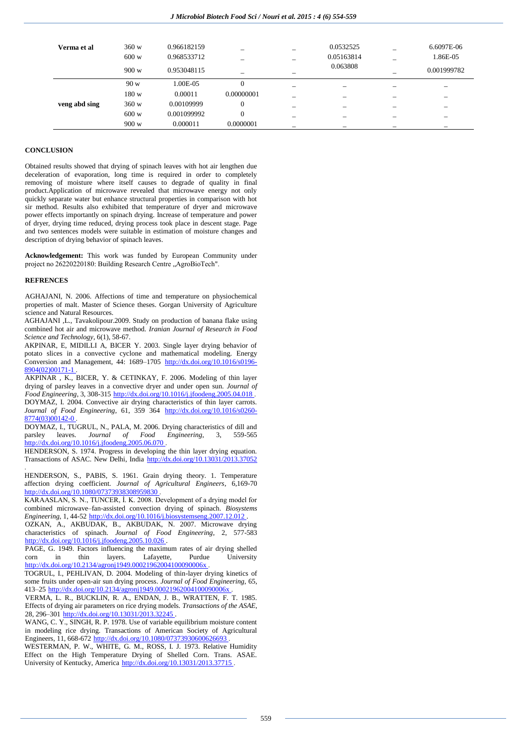| | | | | | | | | |
|---|---|---|---|---|---|---|---|---|
| **Verma et al** | 360 w | 0.966182159 | _ | _ | 0.0532525 | _ | 6.6097E-06 |
| | 600 w | 0.968533712 | _ | _ | 0.05163814 | _ | 1.86E-05 |
| | 900 w | 0.953048115 | _ | _ | 0.063808 | _ | 0.001999782 |
| **veng abd sing** | 90 w | 1.00E-05 | 0 | _ | _ | _ | _ |
| | 180 w | 0.00011 | 0.00000001 | _ | _ | _ | _ |
| | 360 w | 0.00109999 | 0 | _ | _ | _ | _ |
| | 600 w | 0.001099992 | 0 | _ | _ | _ | _ |
| | 900 w | 0.000011 | 0.0000001 | _ | _ | _ | _ |

## CONCLUSION

Obtained results showed that drying of spinach leaves with hot air lengthen due deceleration of evaporation, long time is required in order to completely removing of moisture where itself causes to degrade of quality in final product.Application of microwave revealed that microwave energy not only quickly separate water but enhance structural properties in comparison with hot sir method. Results also exhibited that temperature of dryer and microwave power effects importantly on spinach drying. Increase of temperature and power of dryer, drying time reduced, drying process took place in descent stage. Page and two sentences models were suitable in estimation of moisture changes and description of drying behavior of spinach leaves.

**Acknowledgement:** This work was funded by European Community under project no 26220220180: Building Research Centre „AgroBioTech".

## REFRENCES

AGHAJANI, N. 2006. Affections of time and temperature on physiochemical properties of malt. Master of Science theses. Gorgan University of Agriculture science and Natural Resources.

AGHAJANI ,L., Tavakolipour.2009. Study on production of banana flake using combined hot air and microwave method. *Iranian Journal of Research in Food Science and Technology*, 6(1), 58-67.

AKPINAR, E, MIDILLI A, BICER Y. 2003. Single layer drying behavior of potato slices in a convective cyclone and mathematical modeling. Energy Conversion and Management, 44: 1689–1705 http://dx.doi.org/10.1016/s0196-8904(02)00171-1 .

AKPINAR , K., BICER, Y. & CETINKAY, F. 2006. Modeling of thin layer drying of parsley leaves in a convective dryer and under open sun. *Journal of Food Engineering*, 3, 308-315 http://dx.doi.org/10.1016/j.jfoodeng.2005.04.018 .

DOYMAZ, I. 2004. Convective air drying characteristics of thin layer carrots. *Journal of Food Engineering*, 61, 359 364 http://dx.doi.org/10.1016/s0260-8774(03)00142-0 .

DOYMAZ, I., TUGRUL, N., PALA, M. 2006. Drying characteristics of dill and parsley leaves. *Journal of Food Engineering*, 3, 559-565 http://dx.doi.org/10.1016/j.jfoodeng.2005.06.070 .

HENDERSON, S. 1974. Progress in developing the thin layer drying equation. Transactions of ASAC. New Delhi, India http://dx.doi.org/10.13031/2013.37052 .

HENDERSON, S., PABIS, S. 1961. Grain drying theory. 1. Temperature affection drying coefficient. *Journal of Agricultural Engineers*, 6,169-70 http://dx.doi.org/10.1080/07373938308959830 .

KARAASLAN, S. N., TUNCER, İ. K. 2008. Development of a drying model for combined microwave–fan-assisted convection drying of spinach. *Biosystems Engineering*, 1, 44-52 http://dx.doi.org/10.1016/j.biosystemseng.2007.12.012 .

OZKAN, A., AKBUDAK, B., AKBUDAK, N. 2007. Microwave drying characteristics of spinach. *Journal of Food Engineering*, 2, 577-583 http://dx.doi.org/10.1016/j.jfoodeng.2005.10.026 .

PAGE, G. 1949. Factors influencing the maximum rates of air drying shelled corn in thin layers. Lafayette, Purdue University http://dx.doi.org/10.2134/agronj1949.00021962004100090006x .

TOGRUL, I., PEHLIVAN, D. 2004. Modeling of thin-layer drying kinetics of some fruits under open-air sun drying process. *Journal of Food Engineering*, 65, 413–25 http://dx.doi.org/10.2134/agronj1949.00021962004100090006x .

VERMA, L. R., BUCKLIN, R. A., ENDAN, J. B., WRATTEN, F. T. 1985. Effects of drying air parameters on rice drying models. *Transactions of the ASAE*, 28, 296–301 http://dx.doi.org/10.13031/2013.32245 .

WANG, C. Y., SINGH, R. P. 1978. Use of variable equilibrium moisture content in modeling rice drying. Transactions of American Society of Agricultural Engineers, 11, 668-672 http://dx.doi.org/10.1080/07373930600626693 .

WESTERMAN, P. W., WHITE, G. M., ROSS, I. J. 1973. Relative Humidity Effect on the High Temperature Drying of Shelled Corn. Trans. ASAE. University of Kentucky, America http://dx.doi.org/10.13031/2013.37715 .